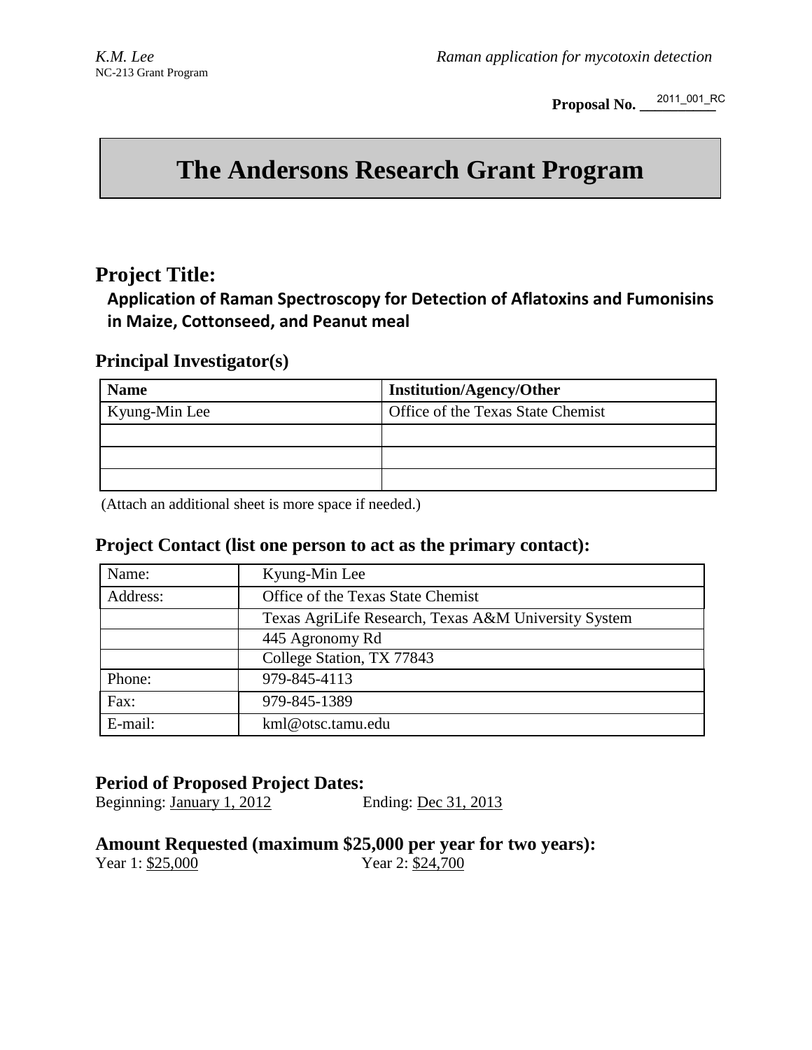Proposal No. 2011_001_RC

# The Andersons Research Grant Program

## Project Title:

**Application of Raman Spectroscopy for Detection of Aflatoxins and Fumonisins in Maize, Cottonseed, and Peanut meal**

### Principal Investigator(s)

| Name | Institution/Agency/Other |
| --- | --- |
| Kyung-Min Lee | Office of the Texas State Chemist |
| | |
| | |
| | |

(Attach an additional sheet is more space if needed.)

### Project Contact (list one person to act as the primary contact):

| Name: | Kyung-Min Lee |
| --- | --- |
| Address: | Office of the Texas State Chemist |
| | Texas AgriLife Research, Texas A&M University System |
| | 445 Agronomy Rd |
| | College Station, TX 77843 |
| Phone: | 979-845-4113 |
| Fax: | 979-845-1389 |
| E-mail: | kml@otsc.tamu.edu |

### Period of Proposed Project Dates:

Beginning: January 1, 2012 Ending: Dec 31, 2013

### Amount Requested (maximum $25,000 per year for two years):

Year 1: $25,000 Year 2: $24,700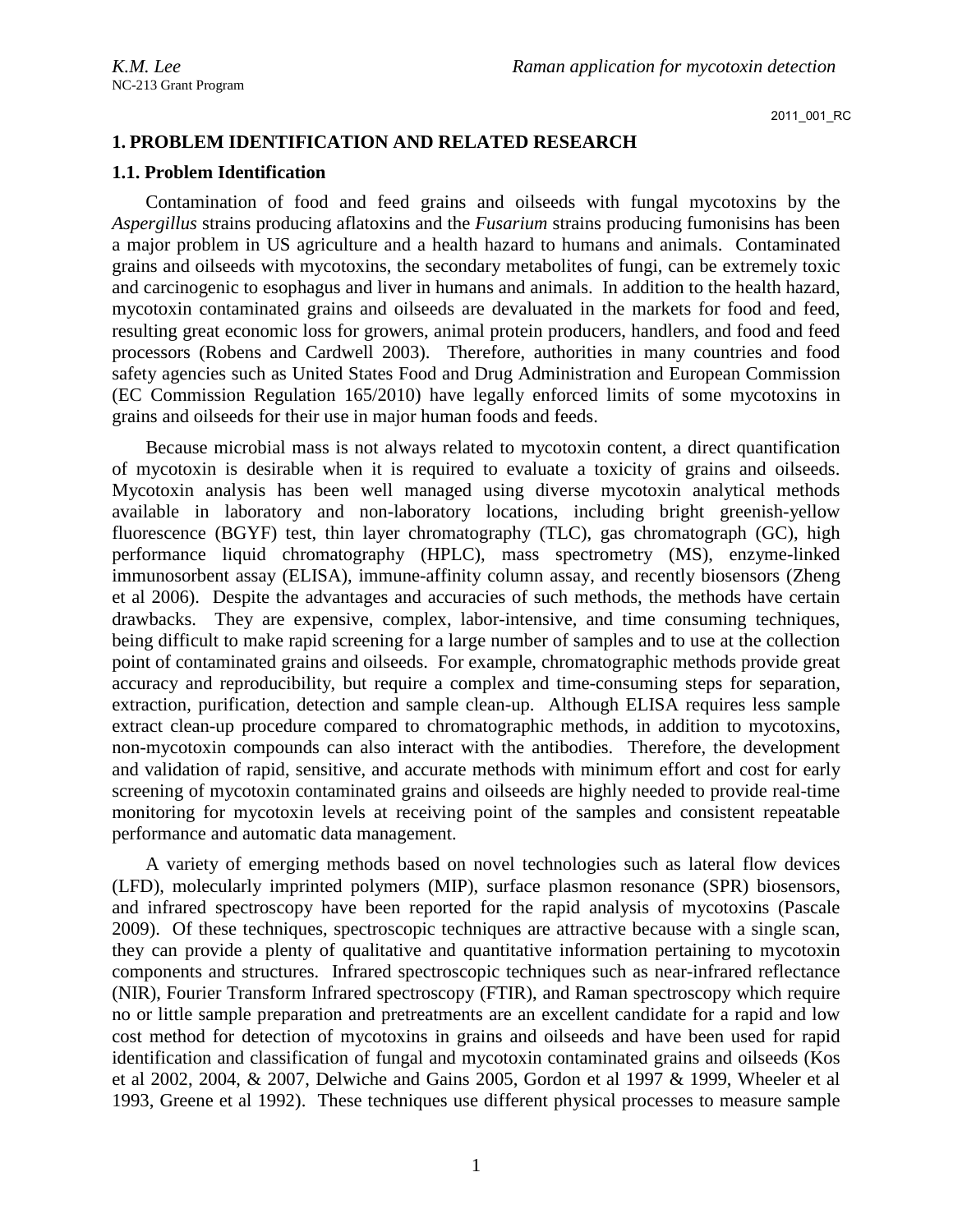## 1. PROBLEM IDENTIFICATION AND RELATED RESEARCH

### 1.1. Problem Identification

Contamination of food and feed grains and oilseeds with fungal mycotoxins by the *Aspergillus* strains producing aflatoxins and the *Fusarium* strains producing fumonisins has been a major problem in US agriculture and a health hazard to humans and animals. Contaminated grains and oilseeds with mycotoxins, the secondary metabolites of fungi, can be extremely toxic and carcinogenic to esophagus and liver in humans and animals. In addition to the health hazard, mycotoxin contaminated grains and oilseeds are devaluated in the markets for food and feed, resulting great economic loss for growers, animal protein producers, handlers, and food and feed processors (Robens and Cardwell 2003). Therefore, authorities in many countries and food safety agencies such as United States Food and Drug Administration and European Commission (EC Commission Regulation 165/2010) have legally enforced limits of some mycotoxins in grains and oilseeds for their use in major human foods and feeds.

Because microbial mass is not always related to mycotoxin content, a direct quantification of mycotoxin is desirable when it is required to evaluate a toxicity of grains and oilseeds. Mycotoxin analysis has been well managed using diverse mycotoxin analytical methods available in laboratory and non-laboratory locations, including bright greenish-yellow fluorescence (BGYF) test, thin layer chromatography (TLC), gas chromatograph (GC), high performance liquid chromatography (HPLC), mass spectrometry (MS), enzyme-linked immunosorbent assay (ELISA), immune-affinity column assay, and recently biosensors (Zheng et al 2006). Despite the advantages and accuracies of such methods, the methods have certain drawbacks. They are expensive, complex, labor-intensive, and time consuming techniques, being difficult to make rapid screening for a large number of samples and to use at the collection point of contaminated grains and oilseeds. For example, chromatographic methods provide great accuracy and reproducibility, but require a complex and time-consuming steps for separation, extraction, purification, detection and sample clean-up. Although ELISA requires less sample extract clean-up procedure compared to chromatographic methods, in addition to mycotoxins, non-mycotoxin compounds can also interact with the antibodies. Therefore, the development and validation of rapid, sensitive, and accurate methods with minimum effort and cost for early screening of mycotoxin contaminated grains and oilseeds are highly needed to provide real-time monitoring for mycotoxin levels at receiving point of the samples and consistent repeatable performance and automatic data management.

A variety of emerging methods based on novel technologies such as lateral flow devices (LFD), molecularly imprinted polymers (MIP), surface plasmon resonance (SPR) biosensors, and infrared spectroscopy have been reported for the rapid analysis of mycotoxins (Pascale 2009). Of these techniques, spectroscopic techniques are attractive because with a single scan, they can provide a plenty of qualitative and quantitative information pertaining to mycotoxin components and structures. Infrared spectroscopic techniques such as near-infrared reflectance (NIR), Fourier Transform Infrared spectroscopy (FTIR), and Raman spectroscopy which require no or little sample preparation and pretreatments are an excellent candidate for a rapid and low cost method for detection of mycotoxins in grains and oilseeds and have been used for rapid identification and classification of fungal and mycotoxin contaminated grains and oilseeds (Kos et al 2002, 2004, & 2007, Delwiche and Gains 2005, Gordon et al 1997 & 1999, Wheeler et al 1993, Greene et al 1992). These techniques use different physical processes to measure sample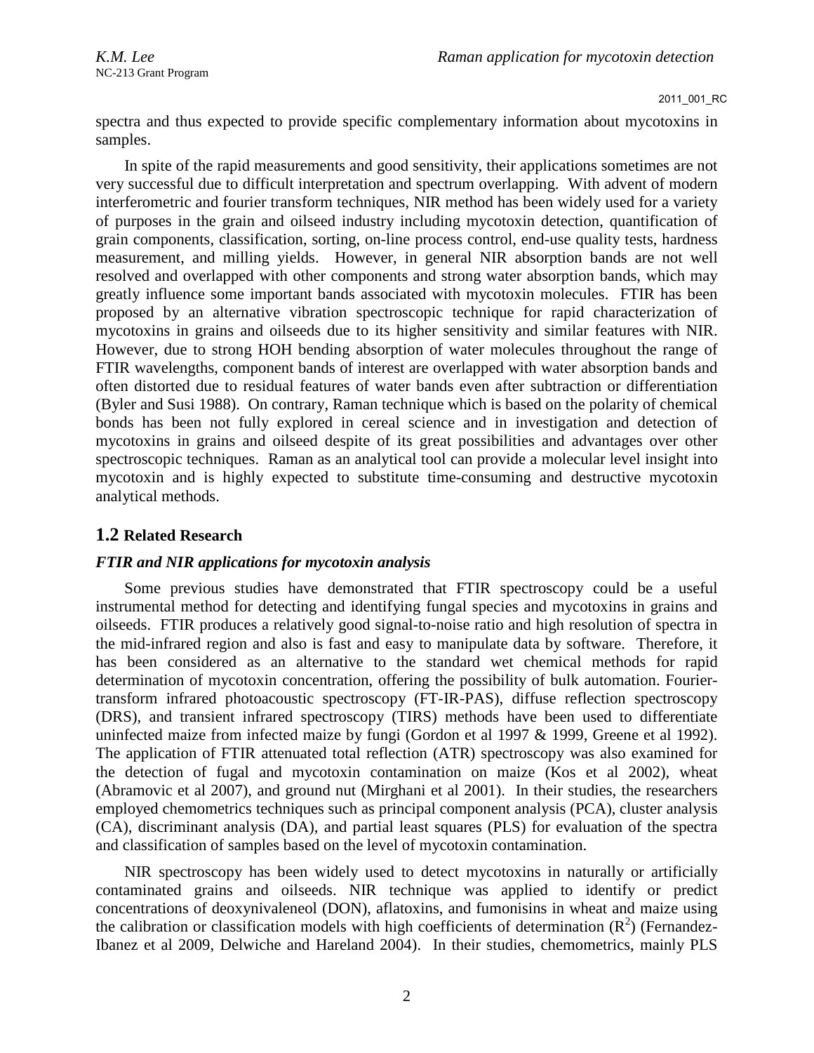spectra and thus expected to provide specific complementary information about mycotoxins in samples.

In spite of the rapid measurements and good sensitivity, their applications sometimes are not very successful due to difficult interpretation and spectrum overlapping. With advent of modern interferometric and fourier transform techniques, NIR method has been widely used for a variety of purposes in the grain and oilseed industry including mycotoxin detection, quantification of grain components, classification, sorting, on-line process control, end-use quality tests, hardness measurement, and milling yields. However, in general NIR absorption bands are not well resolved and overlapped with other components and strong water absorption bands, which may greatly influence some important bands associated with mycotoxin molecules. FTIR has been proposed by an alternative vibration spectroscopic technique for rapid characterization of mycotoxins in grains and oilseeds due to its higher sensitivity and similar features with NIR. However, due to strong HOH bending absorption of water molecules throughout the range of FTIR wavelengths, component bands of interest are overlapped with water absorption bands and often distorted due to residual features of water bands even after subtraction or differentiation (Byler and Susi 1988). On contrary, Raman technique which is based on the polarity of chemical bonds has been not fully explored in cereal science and in investigation and detection of mycotoxins in grains and oilseed despite of its great possibilities and advantages over other spectroscopic techniques. Raman as an analytical tool can provide a molecular level insight into mycotoxin and is highly expected to substitute time-consuming and destructive mycotoxin analytical methods.

## 1.2 Related Research

### *FTIR and NIR applications for mycotoxin analysis*

Some previous studies have demonstrated that FTIR spectroscopy could be a useful instrumental method for detecting and identifying fungal species and mycotoxins in grains and oilseeds. FTIR produces a relatively good signal-to-noise ratio and high resolution of spectra in the mid-infrared region and also is fast and easy to manipulate data by software. Therefore, it has been considered as an alternative to the standard wet chemical methods for rapid determination of mycotoxin concentration, offering the possibility of bulk automation. Fourier-transform infrared photoacoustic spectroscopy (FT-IR-PAS), diffuse reflection spectroscopy (DRS), and transient infrared spectroscopy (TIRS) methods have been used to differentiate uninfected maize from infected maize by fungi (Gordon et al 1997 & 1999, Greene et al 1992). The application of FTIR attenuated total reflection (ATR) spectroscopy was also examined for the detection of fugal and mycotoxin contamination on maize (Kos et al 2002), wheat (Abramovic et al 2007), and ground nut (Mirghani et al 2001). In their studies, the researchers employed chemometrics techniques such as principal component analysis (PCA), cluster analysis (CA), discriminant analysis (DA), and partial least squares (PLS) for evaluation of the spectra and classification of samples based on the level of mycotoxin contamination.

NIR spectroscopy has been widely used to detect mycotoxins in naturally or artificially contaminated grains and oilseeds. NIR technique was applied to identify or predict concentrations of deoxynivaleneol (DON), aflatoxins, and fumonisins in wheat and maize using the calibration or classification models with high coefficients of determination ($R^2$) (Fernandez-Ibanez et al 2009, Delwiche and Hareland 2004). In their studies, chemometrics, mainly PLS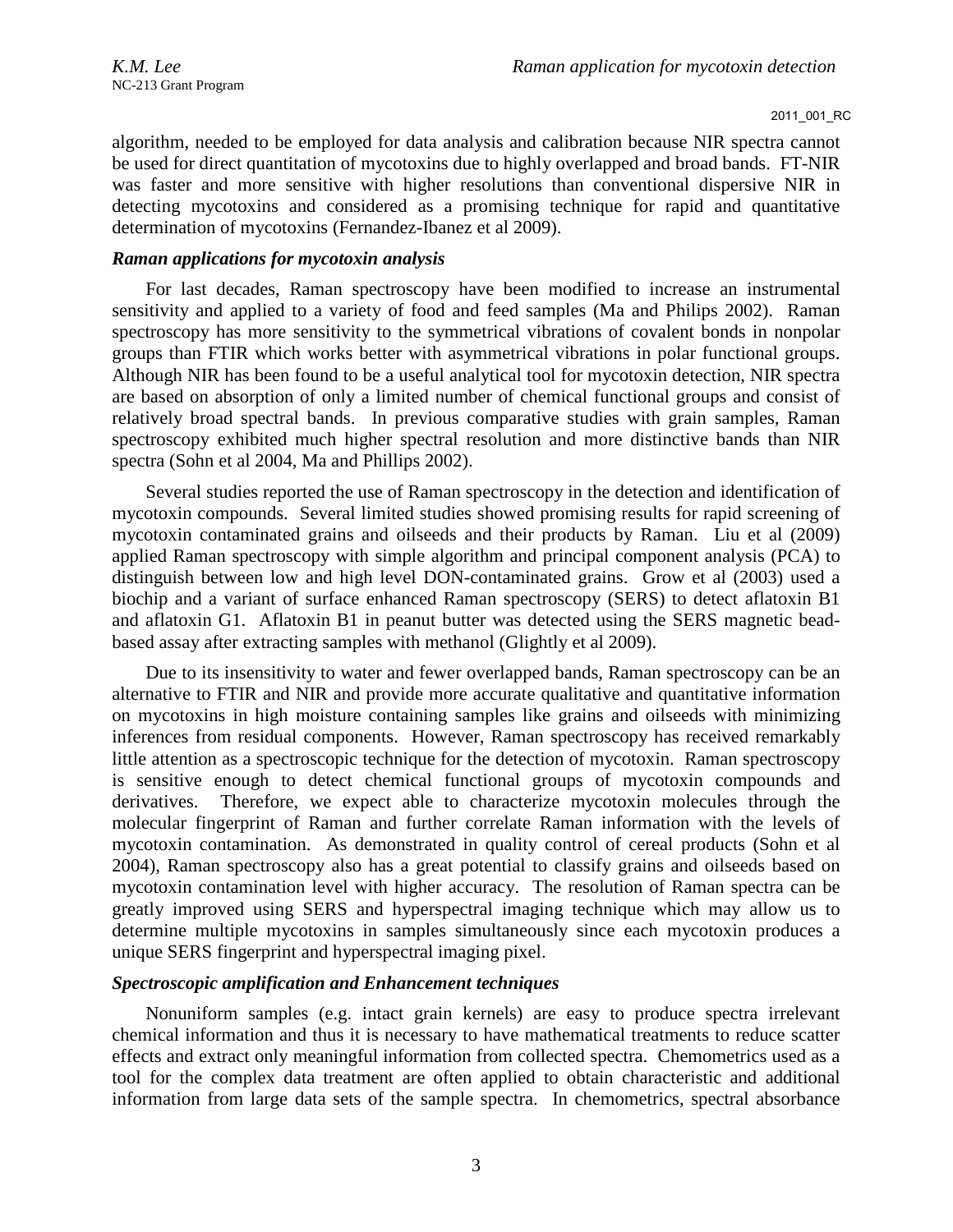algorithm, needed to be employed for data analysis and calibration because NIR spectra cannot be used for direct quantitation of mycotoxins due to highly overlapped and broad bands. FT-NIR was faster and more sensitive with higher resolutions than conventional dispersive NIR in detecting mycotoxins and considered as a promising technique for rapid and quantitative determination of mycotoxins (Fernandez-Ibanez et al 2009).

### *Raman applications for mycotoxin analysis*

For last decades, Raman spectroscopy have been modified to increase an instrumental sensitivity and applied to a variety of food and feed samples (Ma and Philips 2002). Raman spectroscopy has more sensitivity to the symmetrical vibrations of covalent bonds in nonpolar groups than FTIR which works better with asymmetrical vibrations in polar functional groups. Although NIR has been found to be a useful analytical tool for mycotoxin detection, NIR spectra are based on absorption of only a limited number of chemical functional groups and consist of relatively broad spectral bands. In previous comparative studies with grain samples, Raman spectroscopy exhibited much higher spectral resolution and more distinctive bands than NIR spectra (Sohn et al 2004, Ma and Phillips 2002).

Several studies reported the use of Raman spectroscopy in the detection and identification of mycotoxin compounds. Several limited studies showed promising results for rapid screening of mycotoxin contaminated grains and oilseeds and their products by Raman. Liu et al (2009) applied Raman spectroscopy with simple algorithm and principal component analysis (PCA) to distinguish between low and high level DON-contaminated grains. Grow et al (2003) used a biochip and a variant of surface enhanced Raman spectroscopy (SERS) to detect aflatoxin B1 and aflatoxin G1. Aflatoxin B1 in peanut butter was detected using the SERS magnetic bead-based assay after extracting samples with methanol (Glightly et al 2009).

Due to its insensitivity to water and fewer overlapped bands, Raman spectroscopy can be an alternative to FTIR and NIR and provide more accurate qualitative and quantitative information on mycotoxins in high moisture containing samples like grains and oilseeds with minimizing inferences from residual components. However, Raman spectroscopy has received remarkably little attention as a spectroscopic technique for the detection of mycotoxin. Raman spectroscopy is sensitive enough to detect chemical functional groups of mycotoxin compounds and derivatives. Therefore, we expect able to characterize mycotoxin molecules through the molecular fingerprint of Raman and further correlate Raman information with the levels of mycotoxin contamination. As demonstrated in quality control of cereal products (Sohn et al 2004), Raman spectroscopy also has a great potential to classify grains and oilseeds based on mycotoxin contamination level with higher accuracy. The resolution of Raman spectra can be greatly improved using SERS and hyperspectral imaging technique which may allow us to determine multiple mycotoxins in samples simultaneously since each mycotoxin produces a unique SERS fingerprint and hyperspectral imaging pixel.

### *Spectroscopic amplification and Enhancement techniques*

Nonuniform samples (e.g. intact grain kernels) are easy to produce spectra irrelevant chemical information and thus it is necessary to have mathematical treatments to reduce scatter effects and extract only meaningful information from collected spectra. Chemometrics used as a tool for the complex data treatment are often applied to obtain characteristic and additional information from large data sets of the sample spectra. In chemometrics, spectral absorbance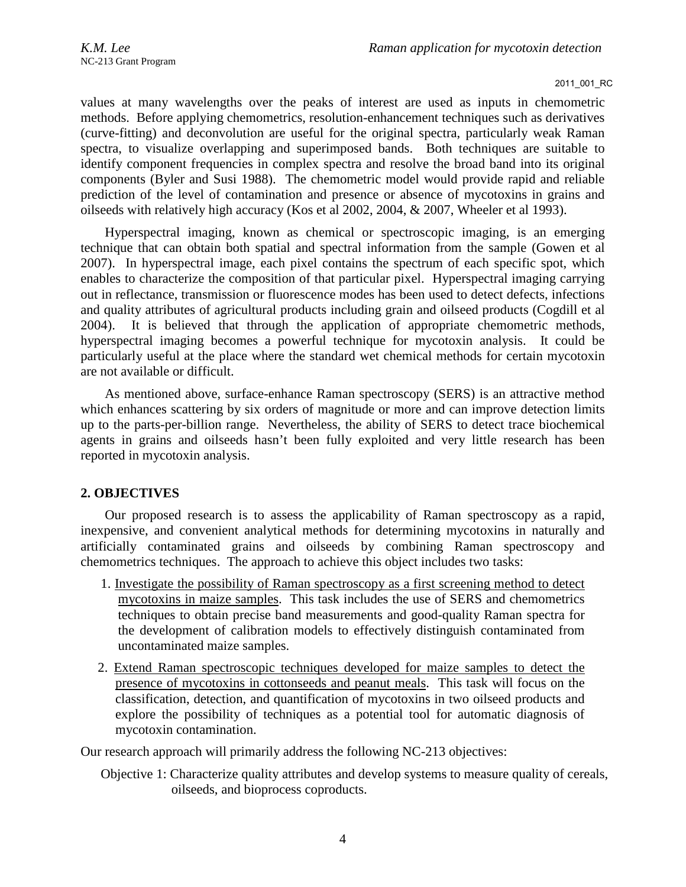values at many wavelengths over the peaks of interest are used as inputs in chemometric methods. Before applying chemometrics, resolution-enhancement techniques such as derivatives (curve-fitting) and deconvolution are useful for the original spectra, particularly weak Raman spectra, to visualize overlapping and superimposed bands. Both techniques are suitable to identify component frequencies in complex spectra and resolve the broad band into its original components (Byler and Susi 1988). The chemometric model would provide rapid and reliable prediction of the level of contamination and presence or absence of mycotoxins in grains and oilseeds with relatively high accuracy (Kos et al 2002, 2004, & 2007, Wheeler et al 1993).

Hyperspectral imaging, known as chemical or spectroscopic imaging, is an emerging technique that can obtain both spatial and spectral information from the sample (Gowen et al 2007). In hyperspectral image, each pixel contains the spectrum of each specific spot, which enables to characterize the composition of that particular pixel. Hyperspectral imaging carrying out in reflectance, transmission or fluorescence modes has been used to detect defects, infections and quality attributes of agricultural products including grain and oilseed products (Cogdill et al 2004). It is believed that through the application of appropriate chemometric methods, hyperspectral imaging becomes a powerful technique for mycotoxin analysis. It could be particularly useful at the place where the standard wet chemical methods for certain mycotoxin are not available or difficult.

As mentioned above, surface-enhance Raman spectroscopy (SERS) is an attractive method which enhances scattering by six orders of magnitude or more and can improve detection limits up to the parts-per-billion range. Nevertheless, the ability of SERS to detect trace biochemical agents in grains and oilseeds hasn't been fully exploited and very little research has been reported in mycotoxin analysis.

## 2. OBJECTIVES

Our proposed research is to assess the applicability of Raman spectroscopy as a rapid, inexpensive, and convenient analytical methods for determining mycotoxins in naturally and artificially contaminated grains and oilseeds by combining Raman spectroscopy and chemometrics techniques. The approach to achieve this object includes two tasks:

1. <u>Investigate the possibility of Raman spectroscopy as a first screening method to detect mycotoxins in maize samples</u>. This task includes the use of SERS and chemometrics techniques to obtain precise band measurements and good-quality Raman spectra for the development of calibration models to effectively distinguish contaminated from uncontaminated maize samples.
2. <u>Extend Raman spectroscopic techniques developed for maize samples to detect the presence of mycotoxins in cottonseeds and peanut meals</u>. This task will focus on the classification, detection, and quantification of mycotoxins in two oilseed products and explore the possibility of techniques as a potential tool for automatic diagnosis of mycotoxin contamination.

Our research approach will primarily address the following NC-213 objectives:

Objective 1: Characterize quality attributes and develop systems to measure quality of cereals, oilseeds, and bioprocess coproducts.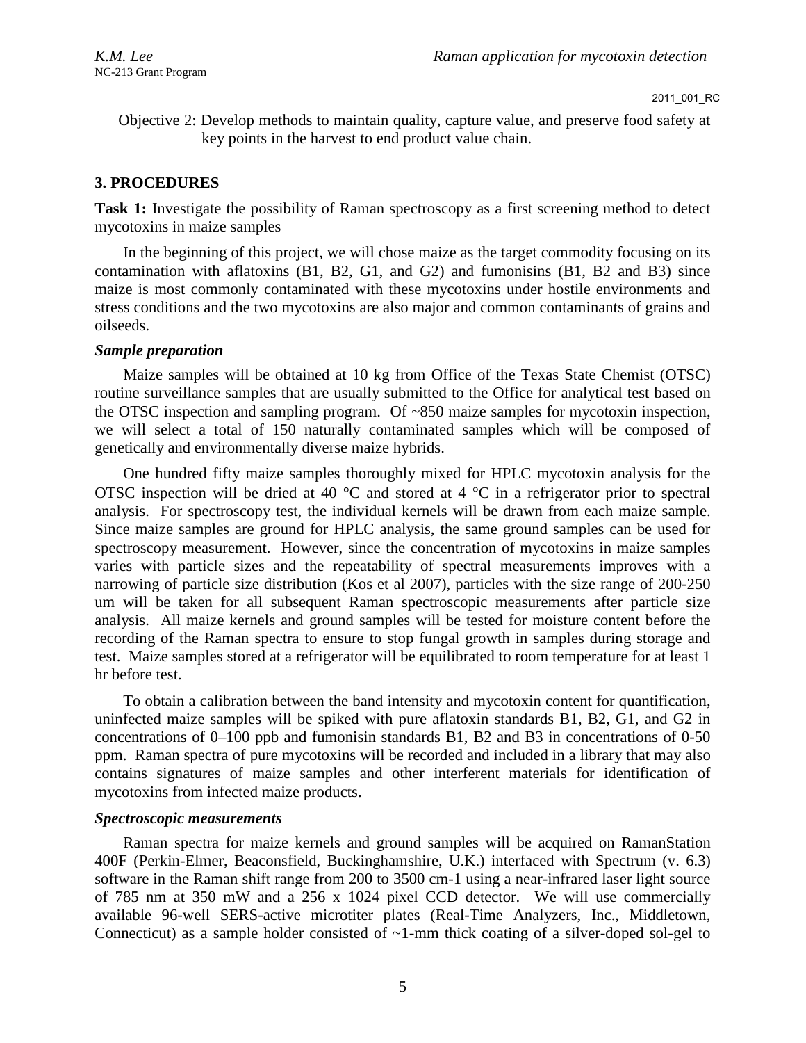Objective 2: Develop methods to maintain quality, capture value, and preserve food safety at key points in the harvest to end product value chain.

## 3. PROCEDURES

**Task 1:** Investigate the possibility of Raman spectroscopy as a first screening method to detect mycotoxins in maize samples

In the beginning of this project, we will chose maize as the target commodity focusing on its contamination with aflatoxins (B1, B2, G1, and G2) and fumonisins (B1, B2 and B3) since maize is most commonly contaminated with these mycotoxins under hostile environments and stress conditions and the two mycotoxins are also major and common contaminants of grains and oilseeds.

### *Sample preparation*

Maize samples will be obtained at 10 kg from Office of the Texas State Chemist (OTSC) routine surveillance samples that are usually submitted to the Office for analytical test based on the OTSC inspection and sampling program. Of ~850 maize samples for mycotoxin inspection, we will select a total of 150 naturally contaminated samples which will be composed of genetically and environmentally diverse maize hybrids.

One hundred fifty maize samples thoroughly mixed for HPLC mycotoxin analysis for the OTSC inspection will be dried at 40 °C and stored at 4 °C in a refrigerator prior to spectral analysis. For spectroscopy test, the individual kernels will be drawn from each maize sample. Since maize samples are ground for HPLC analysis, the same ground samples can be used for spectroscopy measurement. However, since the concentration of mycotoxins in maize samples varies with particle sizes and the repeatability of spectral measurements improves with a narrowing of particle size distribution (Kos et al 2007), particles with the size range of 200-250 um will be taken for all subsequent Raman spectroscopic measurements after particle size analysis. All maize kernels and ground samples will be tested for moisture content before the recording of the Raman spectra to ensure to stop fungal growth in samples during storage and test. Maize samples stored at a refrigerator will be equilibrated to room temperature for at least 1 hr before test.

To obtain a calibration between the band intensity and mycotoxin content for quantification, uninfected maize samples will be spiked with pure aflatoxin standards B1, B2, G1, and G2 in concentrations of 0–100 ppb and fumonisin standards B1, B2 and B3 in concentrations of 0-50 ppm. Raman spectra of pure mycotoxins will be recorded and included in a library that may also contains signatures of maize samples and other interferent materials for identification of mycotoxins from infected maize products.

### *Spectroscopic measurements*

Raman spectra for maize kernels and ground samples will be acquired on RamanStation 400F (Perkin-Elmer, Beaconsfield, Buckinghamshire, U.K.) interfaced with Spectrum (v. 6.3) software in the Raman shift range from 200 to 3500 cm-1 using a near-infrared laser light source of 785 nm at 350 mW and a 256 x 1024 pixel CCD detector. We will use commercially available 96-well SERS-active microtiter plates (Real-Time Analyzers, Inc., Middletown, Connecticut) as a sample holder consisted of ~1-mm thick coating of a silver-doped sol-gel to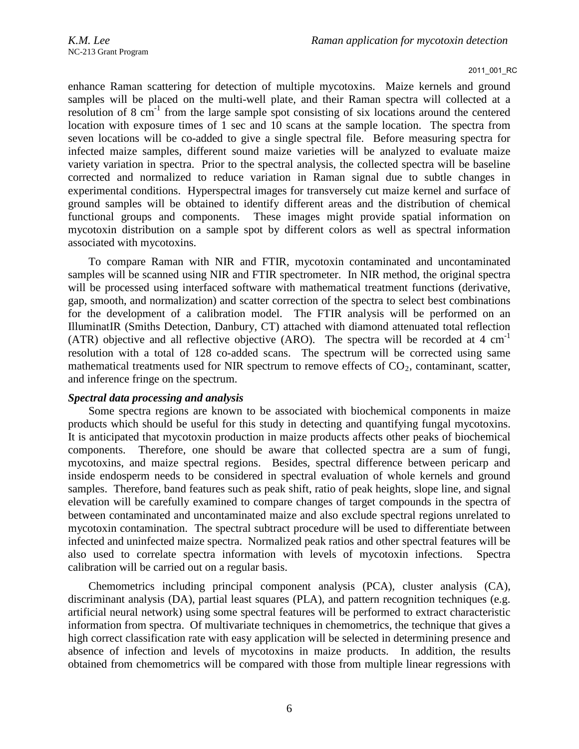enhance Raman scattering for detection of multiple mycotoxins. Maize kernels and ground samples will be placed on the multi-well plate, and their Raman spectra will collected at a resolution of 8 $cm^{-1}$ from the large sample spot consisting of six locations around the centered location with exposure times of 1 sec and 10 scans at the sample location. The spectra from seven locations will be co-added to give a single spectral file. Before measuring spectra for infected maize samples, different sound maize varieties will be analyzed to evaluate maize variety variation in spectra. Prior to the spectral analysis, the collected spectra will be baseline corrected and normalized to reduce variation in Raman signal due to subtle changes in experimental conditions. Hyperspectral images for transversely cut maize kernel and surface of ground samples will be obtained to identify different areas and the distribution of chemical functional groups and components. These images might provide spatial information on mycotoxin distribution on a sample spot by different colors as well as spectral information associated with mycotoxins.

To compare Raman with NIR and FTIR, mycotoxin contaminated and uncontaminated samples will be scanned using NIR and FTIR spectrometer. In NIR method, the original spectra will be processed using interfaced software with mathematical treatment functions (derivative, gap, smooth, and normalization) and scatter correction of the spectra to select best combinations for the development of a calibration model. The FTIR analysis will be performed on an IlluminatIR (Smiths Detection, Danbury, CT) attached with diamond attenuated total reflection (ATR) objective and all reflective objective (ARO). The spectra will be recorded at 4 $cm^{-1}$ resolution with a total of 128 co-added scans. The spectrum will be corrected using same mathematical treatments used for NIR spectrum to remove effects of $CO_2$, contaminant, scatter, and inference fringe on the spectrum.

### *Spectral data processing and analysis*

Some spectra regions are known to be associated with biochemical components in maize products which should be useful for this study in detecting and quantifying fungal mycotoxins. It is anticipated that mycotoxin production in maize products affects other peaks of biochemical components. Therefore, one should be aware that collected spectra are a sum of fungi, mycotoxins, and maize spectral regions. Besides, spectral difference between pericarp and inside endosperm needs to be considered in spectral evaluation of whole kernels and ground samples. Therefore, band features such as peak shift, ratio of peak heights, slope line, and signal elevation will be carefully examined to compare changes of target compounds in the spectra of between contaminated and uncontaminated maize and also exclude spectral regions unrelated to mycotoxin contamination. The spectral subtract procedure will be used to differentiate between infected and uninfected maize spectra. Normalized peak ratios and other spectral features will be also used to correlate spectra information with levels of mycotoxin infections. Spectra calibration will be carried out on a regular basis.

Chemometrics including principal component analysis (PCA), cluster analysis (CA), discriminant analysis (DA), partial least squares (PLA), and pattern recognition techniques (e.g. artificial neural network) using some spectral features will be performed to extract characteristic information from spectra. Of multivariate techniques in chemometrics, the technique that gives a high correct classification rate with easy application will be selected in determining presence and absence of infection and levels of mycotoxins in maize products. In addition, the results obtained from chemometrics will be compared with those from multiple linear regressions with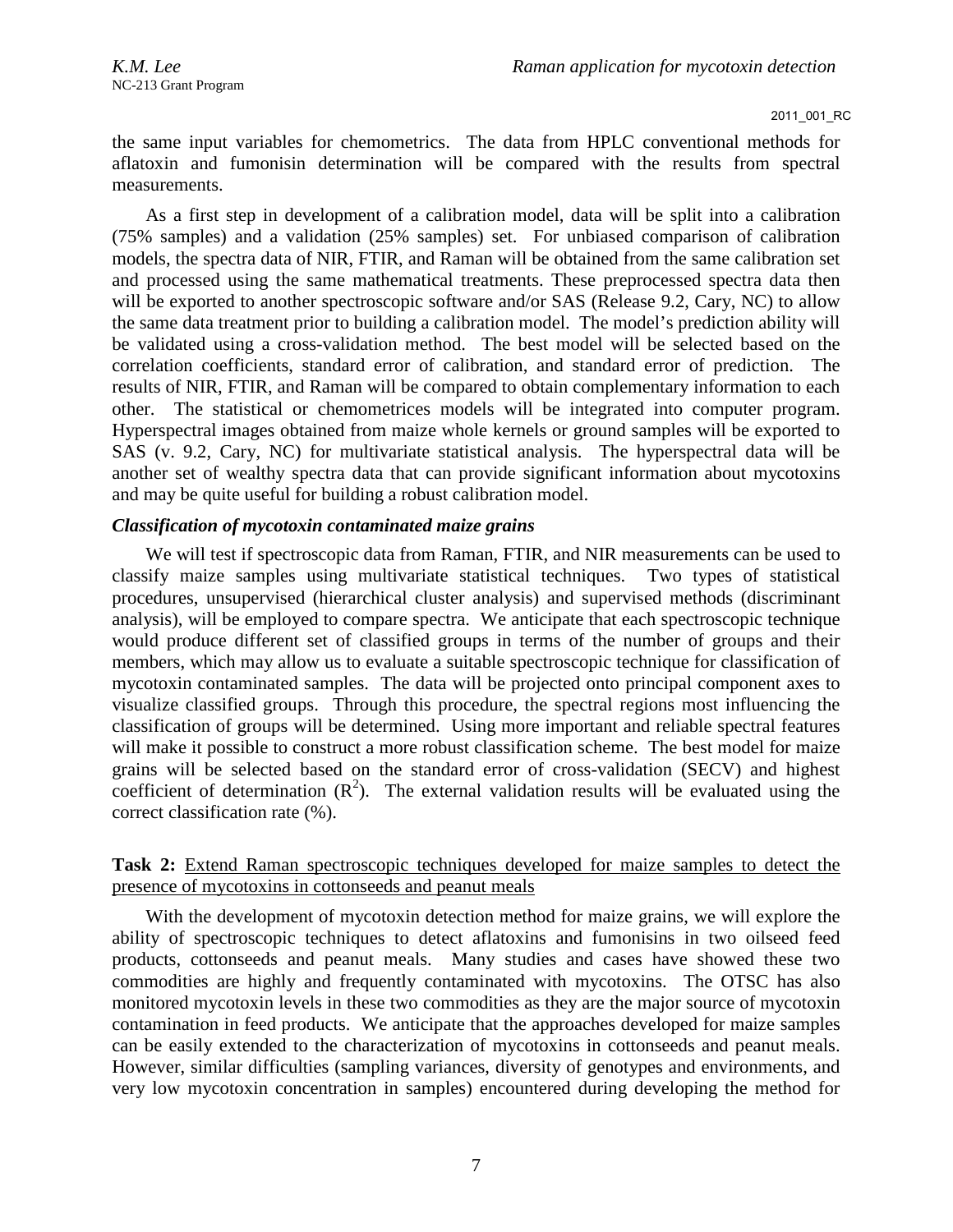the same input variables for chemometrics. The data from HPLC conventional methods for aflatoxin and fumonisin determination will be compared with the results from spectral measurements.

As a first step in development of a calibration model, data will be split into a calibration (75% samples) and a validation (25% samples) set. For unbiased comparison of calibration models, the spectra data of NIR, FTIR, and Raman will be obtained from the same calibration set and processed using the same mathematical treatments. These preprocessed spectra data then will be exported to another spectroscopic software and/or SAS (Release 9.2, Cary, NC) to allow the same data treatment prior to building a calibration model. The model's prediction ability will be validated using a cross-validation method. The best model will be selected based on the correlation coefficients, standard error of calibration, and standard error of prediction. The results of NIR, FTIR, and Raman will be compared to obtain complementary information to each other. The statistical or chemometrices models will be integrated into computer program. Hyperspectral images obtained from maize whole kernels or ground samples will be exported to SAS (v. 9.2, Cary, NC) for multivariate statistical analysis. The hyperspectral data will be another set of wealthy spectra data that can provide significant information about mycotoxins and may be quite useful for building a robust calibration model.

### *Classification of mycotoxin contaminated maize grains*

We will test if spectroscopic data from Raman, FTIR, and NIR measurements can be used to classify maize samples using multivariate statistical techniques. Two types of statistical procedures, unsupervised (hierarchical cluster analysis) and supervised methods (discriminant analysis), will be employed to compare spectra. We anticipate that each spectroscopic technique would produce different set of classified groups in terms of the number of groups and their members, which may allow us to evaluate a suitable spectroscopic technique for classification of mycotoxin contaminated samples. The data will be projected onto principal component axes to visualize classified groups. Through this procedure, the spectral regions most influencing the classification of groups will be determined. Using more important and reliable spectral features will make it possible to construct a more robust classification scheme. The best model for maize grains will be selected based on the standard error of cross-validation (SECV) and highest coefficient of determination ($R^2$). The external validation results will be evaluated using the correct classification rate (%).

**Task 2:** Extend Raman spectroscopic techniques developed for maize samples to detect the presence of mycotoxins in cottonseeds and peanut meals

With the development of mycotoxin detection method for maize grains, we will explore the ability of spectroscopic techniques to detect aflatoxins and fumonisins in two oilseed feed products, cottonseeds and peanut meals. Many studies and cases have showed these two commodities are highly and frequently contaminated with mycotoxins. The OTSC has also monitored mycotoxin levels in these two commodities as they are the major source of mycotoxin contamination in feed products. We anticipate that the approaches developed for maize samples can be easily extended to the characterization of mycotoxins in cottonseeds and peanut meals. However, similar difficulties (sampling variances, diversity of genotypes and environments, and very low mycotoxin concentration in samples) encountered during developing the method for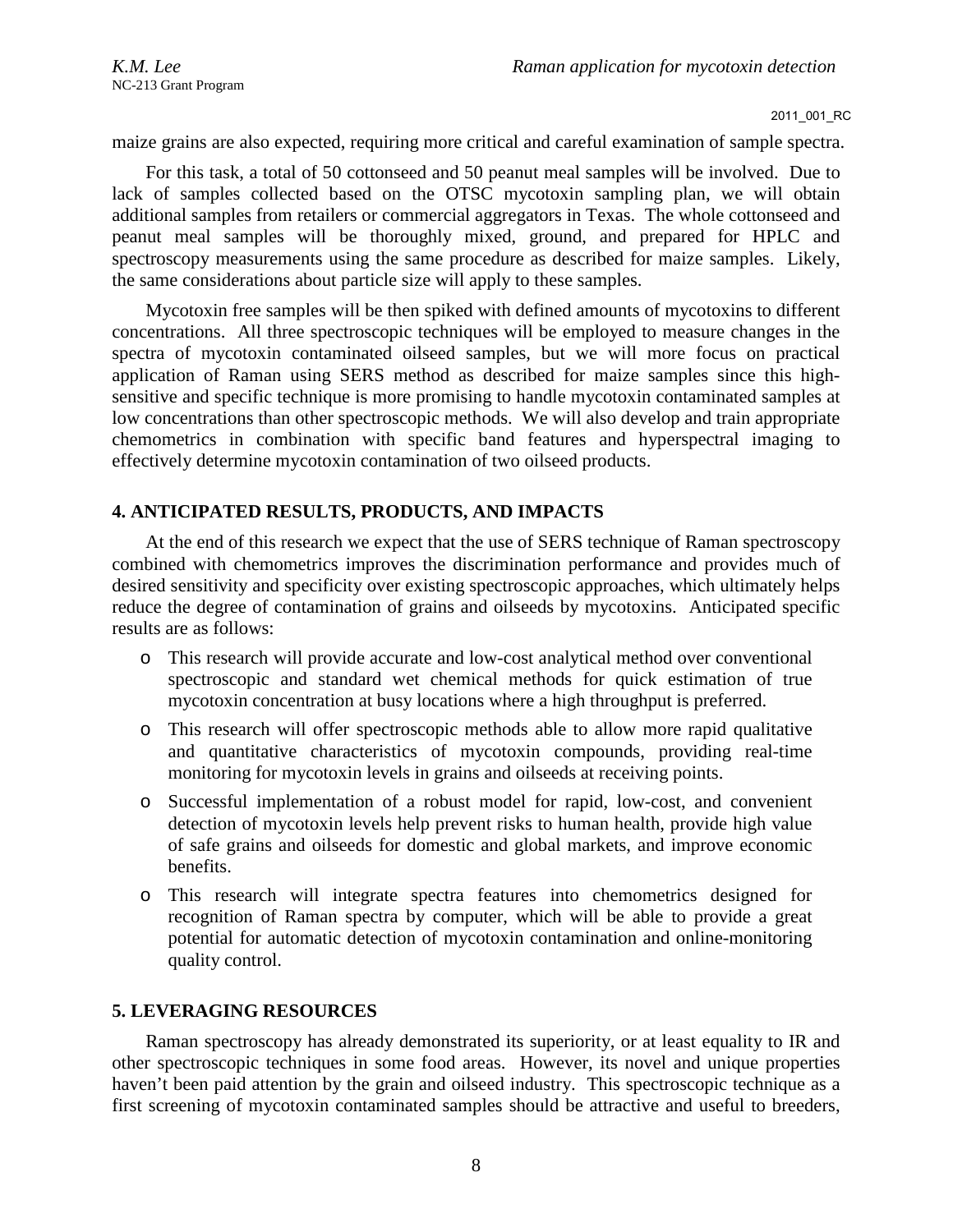maize grains are also expected, requiring more critical and careful examination of sample spectra.

For this task, a total of 50 cottonseed and 50 peanut meal samples will be involved. Due to lack of samples collected based on the OTSC mycotoxin sampling plan, we will obtain additional samples from retailers or commercial aggregators in Texas. The whole cottonseed and peanut meal samples will be thoroughly mixed, ground, and prepared for HPLC and spectroscopy measurements using the same procedure as described for maize samples. Likely, the same considerations about particle size will apply to these samples.

Mycotoxin free samples will be then spiked with defined amounts of mycotoxins to different concentrations. All three spectroscopic techniques will be employed to measure changes in the spectra of mycotoxin contaminated oilseed samples, but we will more focus on practical application of Raman using SERS method as described for maize samples since this high-sensitive and specific technique is more promising to handle mycotoxin contaminated samples at low concentrations than other spectroscopic methods. We will also develop and train appropriate chemometrics in combination with specific band features and hyperspectral imaging to effectively determine mycotoxin contamination of two oilseed products.

## 4. ANTICIPATED RESULTS, PRODUCTS, AND IMPACTS

At the end of this research we expect that the use of SERS technique of Raman spectroscopy combined with chemometrics improves the discrimination performance and provides much of desired sensitivity and specificity over existing spectroscopic approaches, which ultimately helps reduce the degree of contamination of grains and oilseeds by mycotoxins. Anticipated specific results are as follows:

- This research will provide accurate and low-cost analytical method over conventional spectroscopic and standard wet chemical methods for quick estimation of true mycotoxin concentration at busy locations where a high throughput is preferred.
- This research will offer spectroscopic methods able to allow more rapid qualitative and quantitative characteristics of mycotoxin compounds, providing real-time monitoring for mycotoxin levels in grains and oilseeds at receiving points.
- Successful implementation of a robust model for rapid, low-cost, and convenient detection of mycotoxin levels help prevent risks to human health, provide high value of safe grains and oilseeds for domestic and global markets, and improve economic benefits.
- This research will integrate spectra features into chemometrics designed for recognition of Raman spectra by computer, which will be able to provide a great potential for automatic detection of mycotoxin contamination and online-monitoring quality control.

## 5. LEVERAGING RESOURCES

Raman spectroscopy has already demonstrated its superiority, or at least equality to IR and other spectroscopic techniques in some food areas. However, its novel and unique properties haven't been paid attention by the grain and oilseed industry. This spectroscopic technique as a first screening of mycotoxin contaminated samples should be attractive and useful to breeders,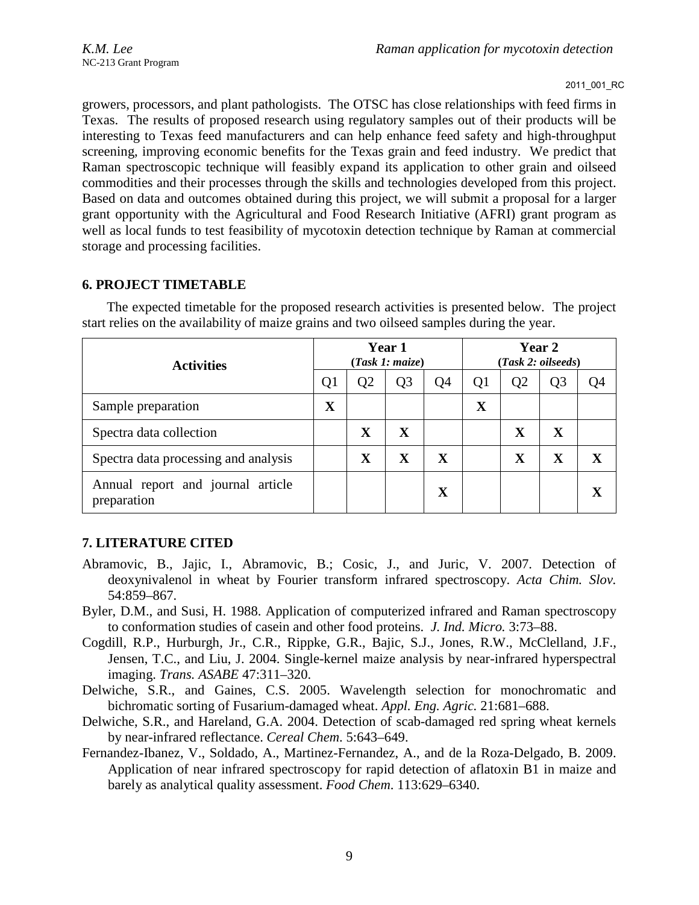growers, processors, and plant pathologists. The OTSC has close relationships with feed firms in Texas. The results of proposed research using regulatory samples out of their products will be interesting to Texas feed manufacturers and can help enhance feed safety and high-throughput screening, improving economic benefits for the Texas grain and feed industry. We predict that Raman spectroscopic technique will feasibly expand its application to other grain and oilseed commodities and their processes through the skills and technologies developed from this project. Based on data and outcomes obtained during this project, we will submit a proposal for a larger grant opportunity with the Agricultural and Food Research Initiative (AFRI) grant program as well as local funds to test feasibility of mycotoxin detection technique by Raman at commercial storage and processing facilities.

## 6. PROJECT TIMETABLE

The expected timetable for the proposed research activities is presented below. The project start relies on the availability of maize grains and two oilseed samples during the year.

| Activities | Year 1 (*Task 1: maize*) | | | | Year 2 (*Task 2: oilseeds*) | | | |
|---|---|---|---|---|---|---|---|---|
| | Q1 | Q2 | Q3 | Q4 | Q1 | Q2 | Q3 | Q4 |
| Sample preparation | **X** | | | | **X** | | | |
| Spectra data collection | | **X** | **X** | | | **X** | **X** | |
| Spectra data processing and analysis | | **X** | **X** | **X** | | **X** | **X** | **X** |
| Annual report and journal article preparation | | | | **X** | | | | **X** |

## 7. LITERATURE CITED

Abramovic, B., Jajic, I., Abramovic, B.; Cosic, J., and Juric, V. 2007. Detection of deoxynivalenol in wheat by Fourier transform infrared spectroscopy. *Acta Chim. Slov.* 54:859–867.

Byler, D.M., and Susi, H. 1988. Application of computerized infrared and Raman spectroscopy to conformation studies of casein and other food proteins. *J. Ind. Micro.* 3:73–88.

Cogdill, R.P., Hurburgh, Jr., C.R., Rippke, G.R., Bajic, S.J., Jones, R.W., McClelland, J.F., Jensen, T.C., and Liu, J. 2004. Single-kernel maize analysis by near-infrared hyperspectral imaging. *Trans. ASABE* 47:311–320.

Delwiche, S.R., and Gaines, C.S. 2005. Wavelength selection for monochromatic and bichromatic sorting of Fusarium-damaged wheat. *Appl. Eng. Agric.* 21:681–688.

Delwiche, S.R., and Hareland, G.A. 2004. Detection of scab-damaged red spring wheat kernels by near-infrared reflectance. *Cereal Chem*. 5:643–649.

Fernandez-Ibanez, V., Soldado, A., Martinez-Fernandez, A., and de la Roza-Delgado, B. 2009. Application of near infrared spectroscopy for rapid detection of aflatoxin B1 in maize and barely as analytical quality assessment. *Food Chem*. 113:629–6340.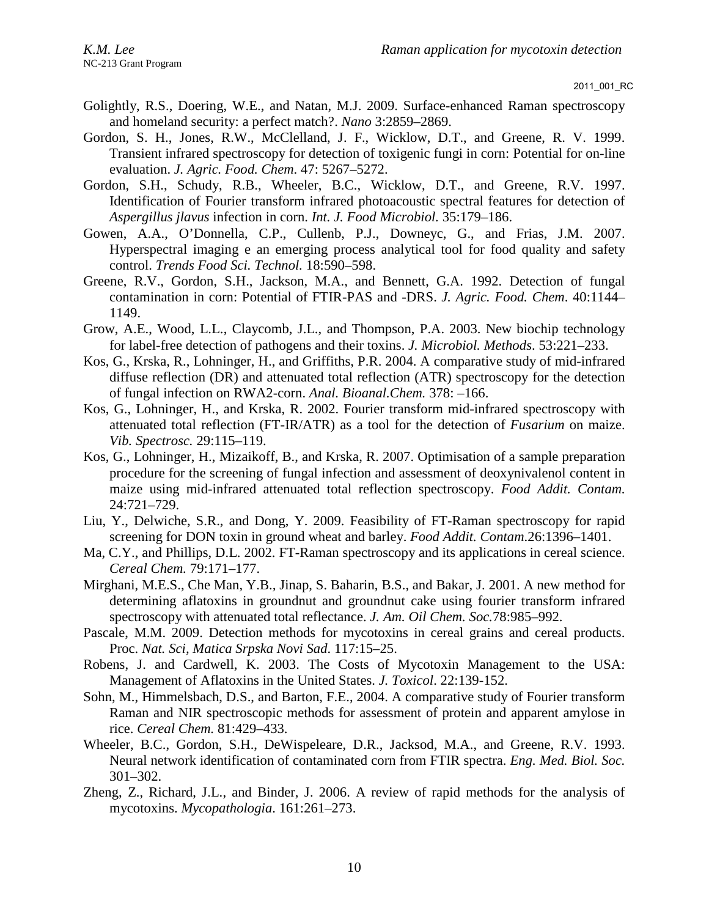Golightly, R.S., Doering, W.E., and Natan, M.J. 2009. Surface-enhanced Raman spectroscopy and homeland security: a perfect match?. *Nano* 3:2859–2869.

Gordon, S. H., Jones, R.W., McClelland, J. F., Wicklow, D.T., and Greene, R. V. 1999. Transient infrared spectroscopy for detection of toxigenic fungi in corn: Potential for on-line evaluation. *J. Agric. Food. Chem*. 47: 5267–5272.

Gordon, S.H., Schudy, R.B., Wheeler, B.C., Wicklow, D.T., and Greene, R.V. 1997. Identification of Fourier transform infrared photoacoustic spectral features for detection of *Aspergillus jlavus* infection in corn. *Int. J. Food Microbiol.* 35:179–186.

Gowen, A.A., O'Donnella, C.P., Cullenb, P.J., Downeyc, G., and Frias, J.M. 2007. Hyperspectral imaging e an emerging process analytical tool for food quality and safety control. *Trends Food Sci. Technol.* 18:590–598.

Greene, R.V., Gordon, S.H., Jackson, M.A., and Bennett, G.A. 1992. Detection of fungal contamination in corn: Potential of FTIR-PAS and -DRS. *J. Agric. Food. Chem*. 40:1144–1149.

Grow, A.E., Wood, L.L., Claycomb, J.L., and Thompson, P.A. 2003. New biochip technology for label-free detection of pathogens and their toxins. *J. Microbiol. Methods*. 53:221–233.

Kos, G., Krska, R., Lohninger, H., and Griffiths, P.R. 2004. A comparative study of mid-infrared diffuse reflection (DR) and attenuated total reflection (ATR) spectroscopy for the detection of fungal infection on RWA2-corn. *Anal. Bioanal.Chem.* 378: –166.

Kos, G., Lohninger, H., and Krska, R. 2002. Fourier transform mid-infrared spectroscopy with attenuated total reflection (FT-IR/ATR) as a tool for the detection of *Fusarium* on maize. *Vib. Spectrosc.* 29:115–119.

Kos, G., Lohninger, H., Mizaikoff, B., and Krska, R. 2007. Optimisation of a sample preparation procedure for the screening of fungal infection and assessment of deoxynivalenol content in maize using mid-infrared attenuated total reflection spectroscopy. *Food Addit. Contam.* 24:721–729.

Liu, Y., Delwiche, S.R., and Dong, Y. 2009. Feasibility of FT-Raman spectroscopy for rapid screening for DON toxin in ground wheat and barley. *Food Addit. Contam*.26:1396–1401.

Ma, C.Y., and Phillips, D.L. 2002. FT-Raman spectroscopy and its applications in cereal science. *Cereal Chem.* 79:171–177.

Mirghani, M.E.S., Che Man, Y.B., Jinap, S. Baharin, B.S., and Bakar, J. 2001. A new method for determining aflatoxins in groundnut and groundnut cake using fourier transform infrared spectroscopy with attenuated total reflectance. *J. Am. Oil Chem. Soc.*78:985–992.

Pascale, M.M. 2009. Detection methods for mycotoxins in cereal grains and cereal products. Proc. *Nat. Sci, Matica Srpska Novi Sad*. 117:15–25.

Robens, J. and Cardwell, K. 2003. The Costs of Mycotoxin Management to the USA: Management of Aflatoxins in the United States. *J. Toxicol*. 22:139-152.

Sohn, M., Himmelsbach, D.S., and Barton, F.E., 2004. A comparative study of Fourier transform Raman and NIR spectroscopic methods for assessment of protein and apparent amylose in rice. *Cereal Chem.* 81:429–433.

Wheeler, B.C., Gordon, S.H., DeWispeleare, D.R., Jacksod, M.A., and Greene, R.V. 1993. Neural network identification of contaminated corn from FTIR spectra. *Eng. Med. Biol. Soc.* 301–302.

Zheng, Z., Richard, J.L., and Binder, J. 2006. A review of rapid methods for the analysis of mycotoxins. *Mycopathologia*. 161:261–273.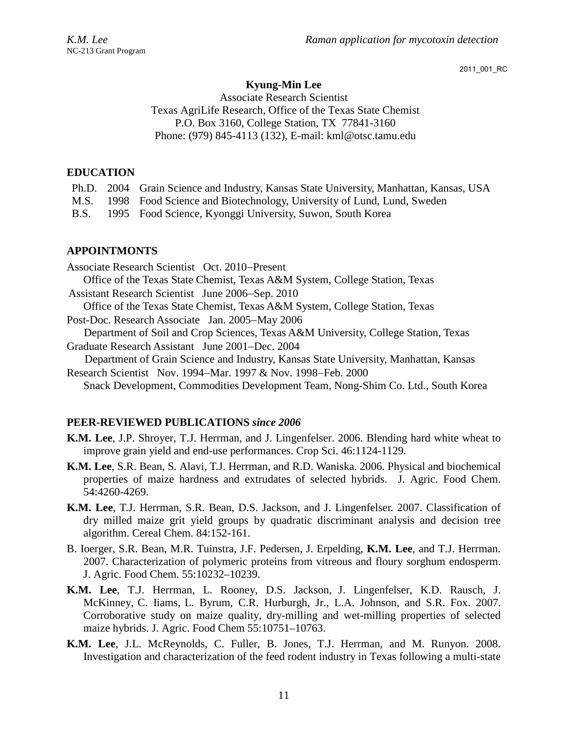2011_001_RC

**Kyung-Min Lee**

Associate Research Scientist
Texas AgriLife Research, Office of the Texas State Chemist
P.O. Box 3160, College Station, TX 77841-3160
Phone: (979) 845-4113 (132), E-mail: kml@otsc.tamu.edu

## EDUCATION

- Ph.D. 2004 Grain Science and Industry, Kansas State University, Manhattan, Kansas, USA
- M.S. 1998 Food Science and Biotechnology, University of Lund, Lund, Sweden
- B.S. 1995 Food Science, Kyonggi University, Suwon, South Korea

## APPOINTMONTS

Associate Research Scientist Oct. 2010–Present
Office of the Texas State Chemist, Texas A&M System, College Station, Texas

Assistant Research Scientist June 2006–Sep. 2010
Office of the Texas State Chemist, Texas A&M System, College Station, Texas

Post-Doc. Research Associate Jan. 2005–May 2006
Department of Soil and Crop Sciences, Texas A&M University, College Station, Texas

Graduate Research Assistant June 2001–Dec. 2004
Department of Grain Science and Industry, Kansas State University, Manhattan, Kansas

Research Scientist Nov. 1994–Mar. 1997 & Nov. 1998–Feb. 2000
Snack Development, Commodities Development Team, Nong-Shim Co. Ltd., South Korea

## PEER-REVIEWED PUBLICATIONS *since 2006*

**K.M. Lee**, J.P. Shroyer, T.J. Herrman, and J. Lingenfelser. 2006. Blending hard white wheat to improve grain yield and end-use performances. Crop Sci. 46:1124-1129.

**K.M. Lee**, S.R. Bean, S. Alavi, T.J. Herrman, and R.D. Waniska. 2006. Physical and biochemical properties of maize hardness and extrudates of selected hybrids. J. Agric. Food Chem. 54:4260-4269.

**K.M. Lee**, T.J. Herrman, S.R. Bean, D.S. Jackson, and J. Lingenfelser. 2007. Classification of dry milled maize grit yield groups by quadratic discriminant analysis and decision tree algorithm. Cereal Chem. 84:152-161.

B. Ioerger, S.R. Bean, M.R. Tuinstra, J.F. Pedersen, J. Erpelding, **K.M. Lee**, and T.J. Herrman. 2007. Characterization of polymeric proteins from vitreous and floury sorghum endosperm. J. Agric. Food Chem. 55:10232–10239.

**K.M. Lee**, T.J. Herrman, L. Rooney, D.S. Jackson, J. Lingenfelser, K.D. Rausch, J. McKinney, C. Iiams, L. Byrum, C.R. Hurburgh, Jr., L.A. Johnson, and S.R. Fox. 2007. Corroborative study on maize quality, dry-milling and wet-milling properties of selected maize hybrids. J. Agric. Food Chem 55:10751–10763.

**K.M. Lee**, J.L. McReynolds, C. Fuller, B. Jones, T.J. Herrman, and M. Runyon. 2008. Investigation and characterization of the feed rodent industry in Texas following a multi-state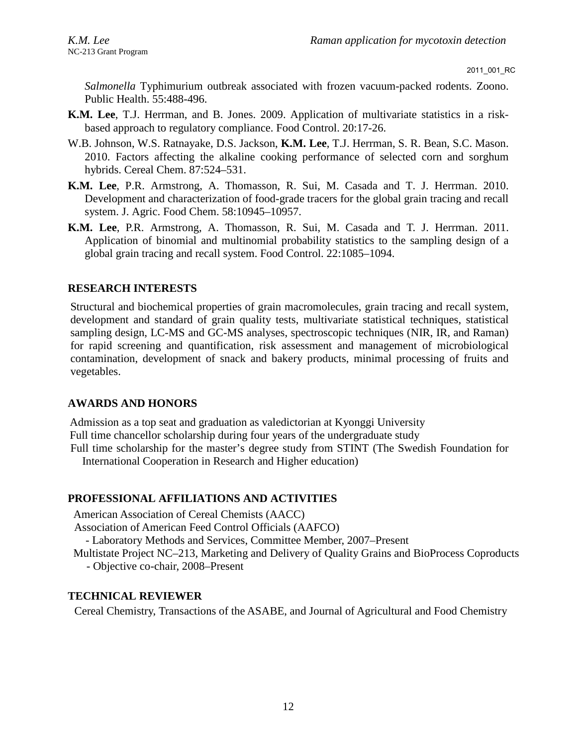*Salmonella* Typhimurium outbreak associated with frozen vacuum-packed rodents. Zoono. Public Health. 55:488-496.

**K.M. Lee**, T.J. Herrman, and B. Jones. 2009. Application of multivariate statistics in a risk-based approach to regulatory compliance. Food Control. 20:17-26.

W.B. Johnson, W.S. Ratnayake, D.S. Jackson, **K.M. Lee**, T.J. Herrman, S. R. Bean, S.C. Mason. 2010. Factors affecting the alkaline cooking performance of selected corn and sorghum hybrids. Cereal Chem. 87:524–531.

**K.M. Lee**, P.R. Armstrong, A. Thomasson, R. Sui, M. Casada and T. J. Herrman. 2010. Development and characterization of food-grade tracers for the global grain tracing and recall system. J. Agric. Food Chem. 58:10945–10957.

**K.M. Lee**, P.R. Armstrong, A. Thomasson, R. Sui, M. Casada and T. J. Herrman. 2011. Application of binomial and multinomial probability statistics to the sampling design of a global grain tracing and recall system. Food Control. 22:1085–1094.

## RESEARCH INTERESTS

Structural and biochemical properties of grain macromolecules, grain tracing and recall system, development and standard of grain quality tests, multivariate statistical techniques, statistical sampling design, LC-MS and GC-MS analyses, spectroscopic techniques (NIR, IR, and Raman) for rapid screening and quantification, risk assessment and management of microbiological contamination, development of snack and bakery products, minimal processing of fruits and vegetables.

## AWARDS AND HONORS

Admission as a top seat and graduation as valedictorian at Kyonggi University
Full time chancellor scholarship during four years of the undergraduate study
Full time scholarship for the master's degree study from STINT (The Swedish Foundation for International Cooperation in Research and Higher education)

## PROFESSIONAL AFFILIATIONS AND ACTIVITIES

American Association of Cereal Chemists (AACC)
Association of American Feed Control Officials (AAFCO)
- Laboratory Methods and Services, Committee Member, 2007–Present

Multistate Project NC–213, Marketing and Delivery of Quality Grains and BioProcess Coproducts
- Objective co-chair, 2008–Present

## TECHNICAL REVIEWER

Cereal Chemistry, Transactions of the ASABE, and Journal of Agricultural and Food Chemistry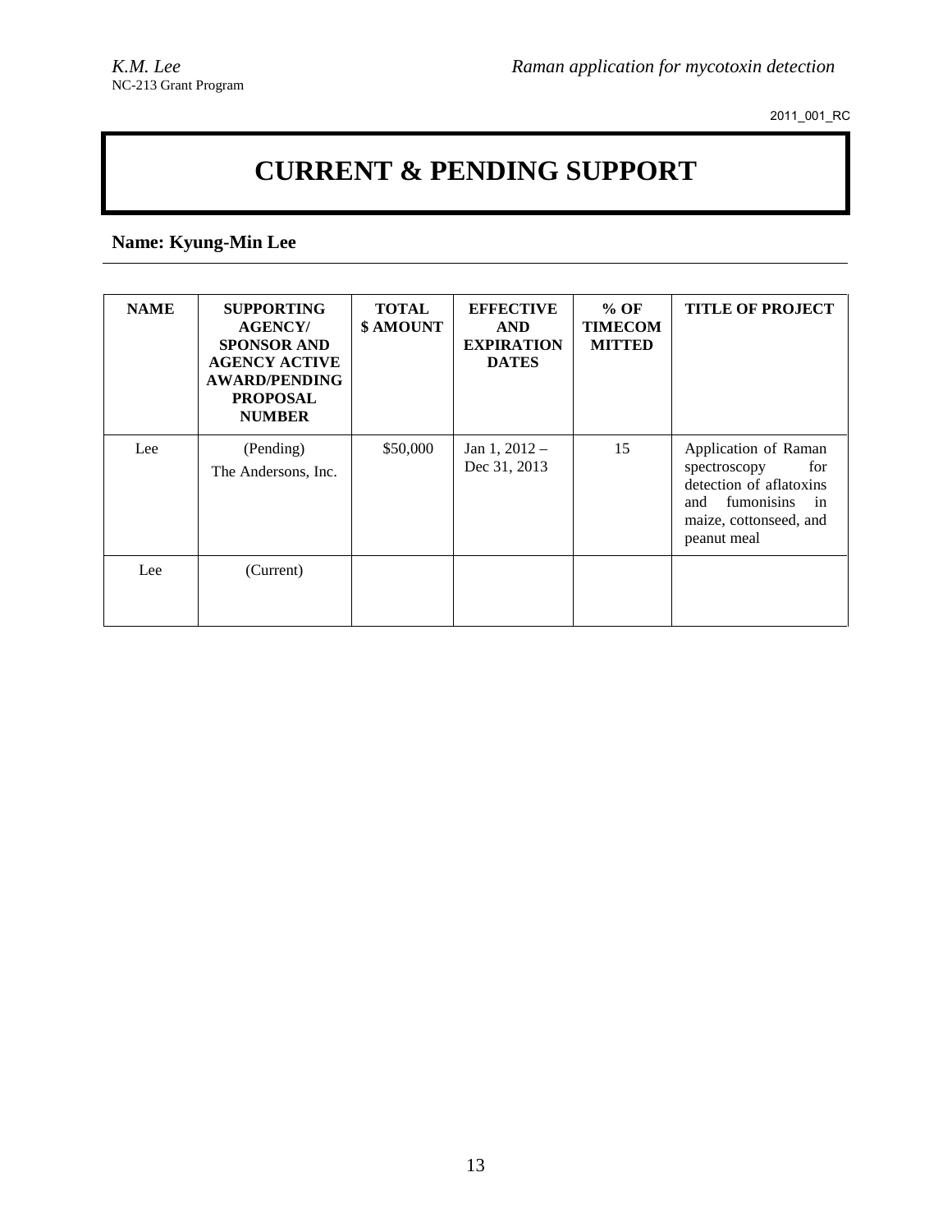2011_001_RC

# CURRENT & PENDING SUPPORT

**Name: Kyung-Min Lee**

| NAME | SUPPORTING AGENCY/ SPONSOR AND AGENCY ACTIVE AWARD/PENDING PROPOSAL NUMBER | TOTAL $ AMOUNT | EFFECTIVE AND EXPIRATION DATES | % OF TIMECOMMITTED | TITLE OF PROJECT |
|---|---|---|---|---|---|
| Lee | (Pending) The Andersons, Inc. | $50,000 | Jan 1, 2012 – Dec 31, 2013 | 15 | Application of Raman spectroscopy for detection of aflatoxins and fumonisins in maize, cottonseed, and peanut meal |
| Lee | (Current) | | | | |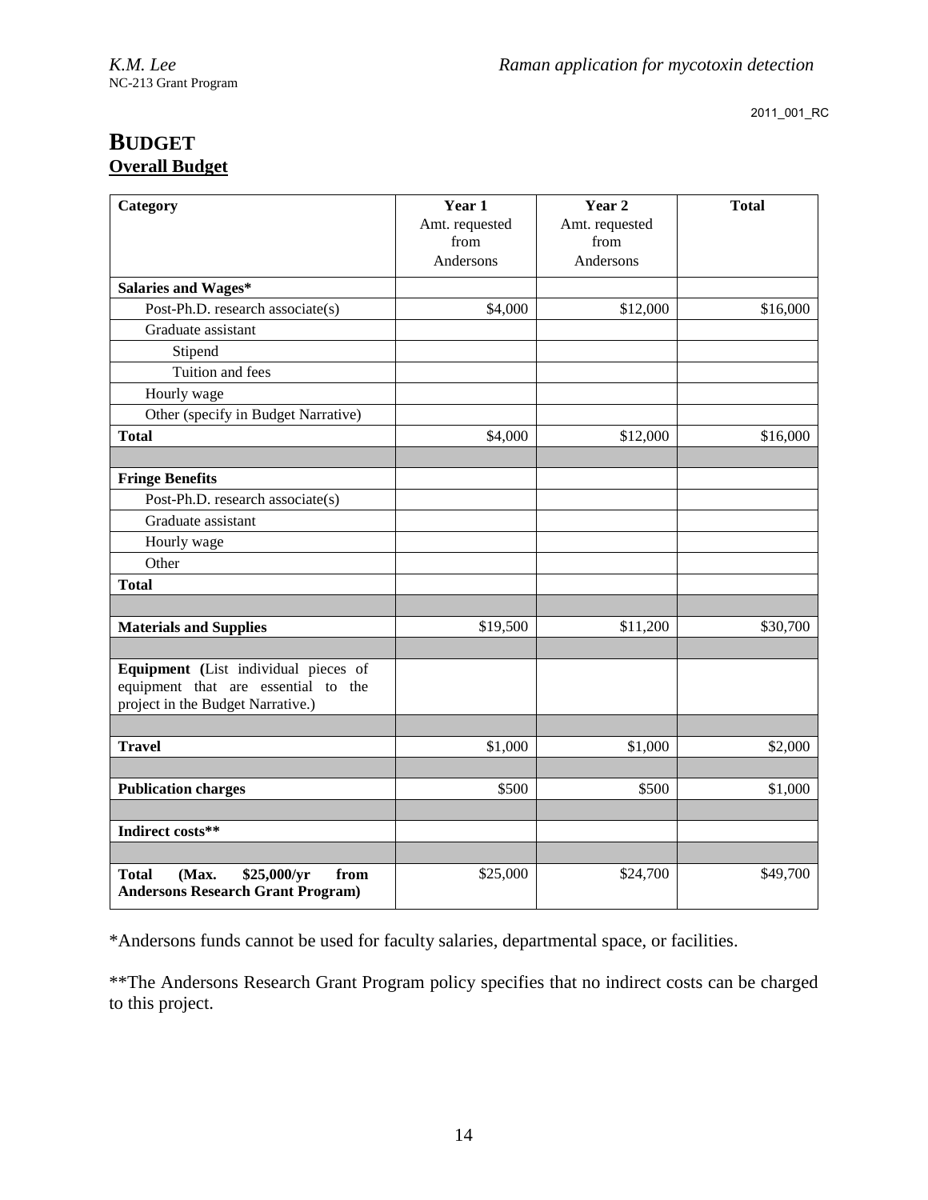2011_001_RC

# BUDGET

## Overall Budget

| Category | Year 1 Amt. requested from Andersons | Year 2 Amt. requested from Andersons | Total |
|---|---|---|---|
| **Salaries and Wages*** | | | |
| Post-Ph.D. research associate(s) | $4,000 | $12,000 | $16,000 |
| Graduate assistant | | | |
| Stipend | | | |
| Tuition and fees | | | |
| Hourly wage | | | |
| Other (specify in Budget Narrative) | | | |
| **Total** | $4,000 | $12,000 | $16,000 |
| | | | |
| **Fringe Benefits** | | | |
| Post-Ph.D. research associate(s) | | | |
| Graduate assistant | | | |
| Hourly wage | | | |
| Other | | | |
| **Total** | | | |
| | | | |
| **Materials and Supplies** | $19,500 | $11,200 | $30,700 |
| | | | |
| **Equipment (**List individual pieces of equipment that are essential to the project in the Budget Narrative.) | | | |
| | | | |
| **Travel** | $1,000 | $1,000 | $2,000 |
| | | | |
| **Publication charges** | $500 | $500 | $1,000 |
| | | | |
| **Indirect costs**** | | | |
| | | | |
| **Total (Max. $25,000/yr from Andersons Research Grant Program)** | $25,000 | $24,700 | $49,700 |

*Andersons funds cannot be used for faculty salaries, departmental space, or facilities.

**The Andersons Research Grant Program policy specifies that no indirect costs can be charged to this project.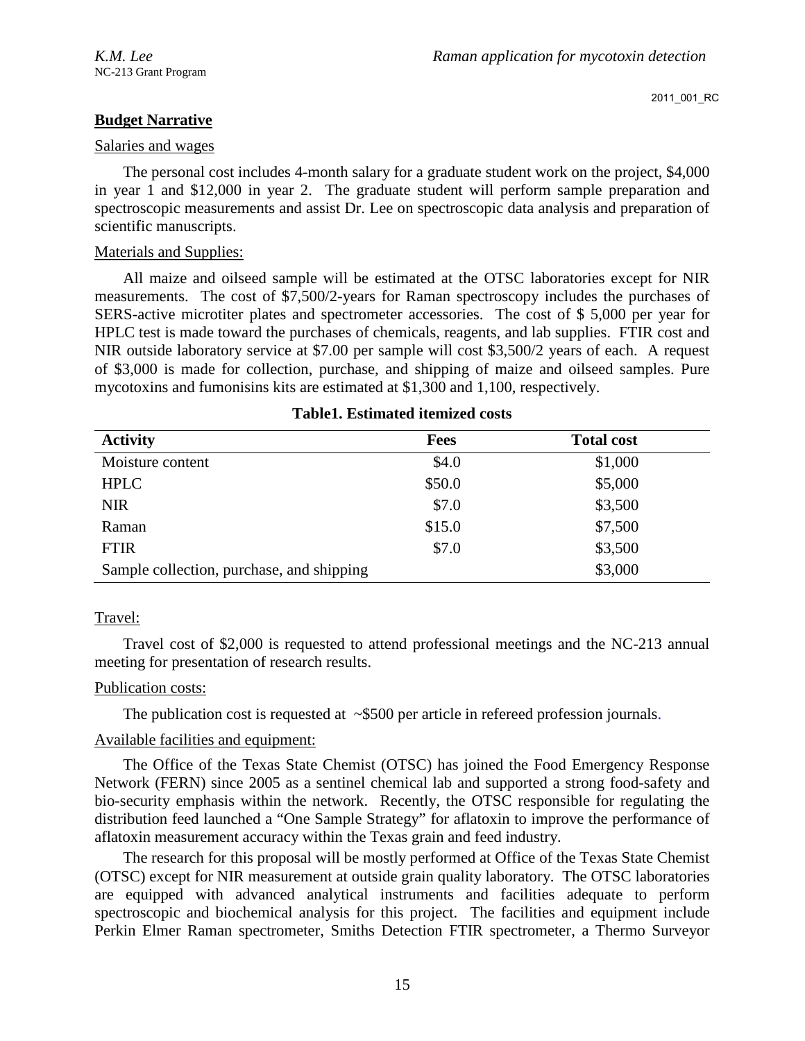## Budget Narrative

Salaries and wages

The personal cost includes 4-month salary for a graduate student work on the project, $4,000 in year 1 and $12,000 in year 2. The graduate student will perform sample preparation and spectroscopic measurements and assist Dr. Lee on spectroscopic data analysis and preparation of scientific manuscripts.

Materials and Supplies:

All maize and oilseed sample will be estimated at the OTSC laboratories except for NIR measurements. The cost of $7,500/2-years for Raman spectroscopy includes the purchases of SERS-active microtiter plates and spectrometer accessories. The cost of $ 5,000 per year for HPLC test is made toward the purchases of chemicals, reagents, and lab supplies. FTIR cost and NIR outside laboratory service at $7.00 per sample will cost $3,500/2 years of each. A request of $3,000 is made for collection, purchase, and shipping of maize and oilseed samples. Pure mycotoxins and fumonisins kits are estimated at $1,300 and 1,100, respectively.

**Table1. Estimated itemized costs**

| Activity | Fees | Total cost |
|---|---|---|
| Moisture content | $4.0 | $1,000 |
| HPLC | $50.0 | $5,000 |
| NIR | $7.0 | $3,500 |
| Raman | $15.0 | $7,500 |
| FTIR | $7.0 | $3,500 |
| Sample collection, purchase, and shipping | | $3,000 |

Travel:

Travel cost of $2,000 is requested to attend professional meetings and the NC-213 annual meeting for presentation of research results.

Publication costs:

The publication cost is requested at ~$500 per article in refereed profession journals.

Available facilities and equipment:

The Office of the Texas State Chemist (OTSC) has joined the Food Emergency Response Network (FERN) since 2005 as a sentinel chemical lab and supported a strong food-safety and bio-security emphasis within the network. Recently, the OTSC responsible for regulating the distribution feed launched a "One Sample Strategy" for aflatoxin to improve the performance of aflatoxin measurement accuracy within the Texas grain and feed industry.

The research for this proposal will be mostly performed at Office of the Texas State Chemist (OTSC) except for NIR measurement at outside grain quality laboratory. The OTSC laboratories are equipped with advanced analytical instruments and facilities adequate to perform spectroscopic and biochemical analysis for this project. The facilities and equipment include Perkin Elmer Raman spectrometer, Smiths Detection FTIR spectrometer, a Thermo Surveyor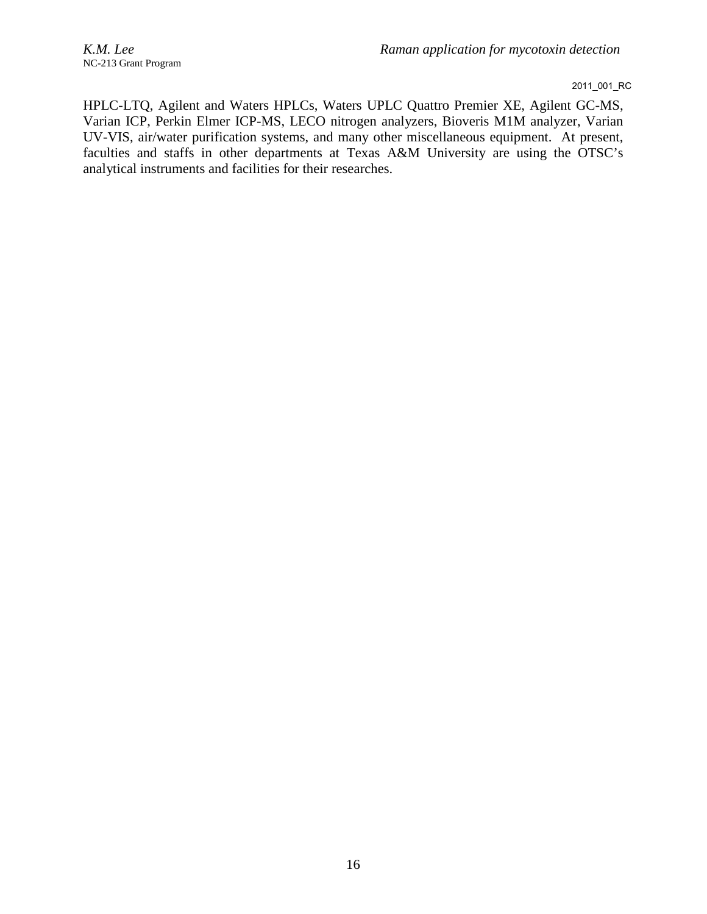HPLC-LTQ, Agilent and Waters HPLCs, Waters UPLC Quattro Premier XE, Agilent GC-MS, Varian ICP, Perkin Elmer ICP-MS, LECO nitrogen analyzers, Bioveris M1M analyzer, Varian UV-VIS, air/water purification systems, and many other miscellaneous equipment. At present, faculties and staffs in other departments at Texas A&M University are using the OTSC's analytical instruments and facilities for their researches.